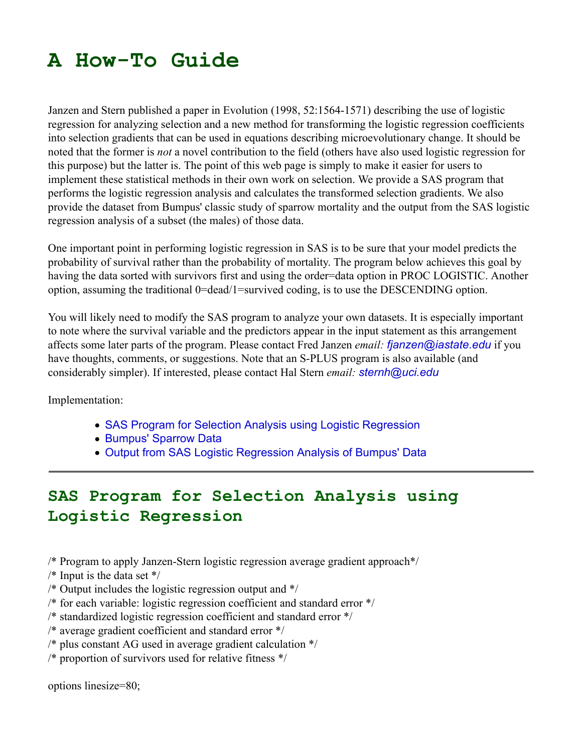# A How-To Guide

Janzen and Stern published a paper in Evolution (1998, 52:1564-1571) describing the use of logistic regression for analyzing selection and a new method for transforming the logistic regression coefficients into selection gradients that can be used in equations describing microevolutionary change. It should be noted that the former is *not* a novel contribution to the field (others have also used logistic regression for this purpose) but the latter is. The point of this web page is simply to make it easier for users to implement these statistical methods in their own work on selection. We provide a SAS program that performs the logistic regression analysis and calculates the transformed selection gradients. We also provide the dataset from Bumpus' classic study of sparrow mortality and the output from the SAS logistic regression analysis of a subset (the males) of those data.

One important point in performing logistic regression in SAS is to be sure that your model predicts the probability of survival rather than the probability of mortality. The program below achieves this goal by having the data sorted with survivors first and using the order=data option in PROC LOGISTIC. Another option, assuming the traditional 0=dead/1=survived coding, is to use the DESCENDING option.

You will likely need to modify the SAS program to analyze your own datasets. It is especially important to note where the survival variable and the predictors appear in the input statement as this arrangement affects some later parts of the program. Please contact Fred Janzen *email:* fjanzen@iastate.edu if you have thoughts, comments, or suggestions. Note that an S-PLUS program is also available (and considerably simpler). If interested, please contact Hal Stern *email:* sternh@uci.edu

Implementation:

- SAS Program for Selection Analysis using Logistic Regression
- Bumpus' Sparrow Data
- Output from SAS Logistic Regression Analysis of Bumpus' Data

---

## SAS Program for Selection Analysis using Logistic Regression

```
/* Program to apply Janzen-Stern logistic regression average gradient approach*/
/* Input is the data set */
/* Output includes the logistic regression output and */
/* for each variable: logistic regression coefficient and standard error */
/* standardized logistic regression coefficient and standard error */
/* average gradient coefficient and standard error */
/* plus constant AG used in average gradient calculation */
/* proportion of survivors used for relative fitness */

options linesize=80;
```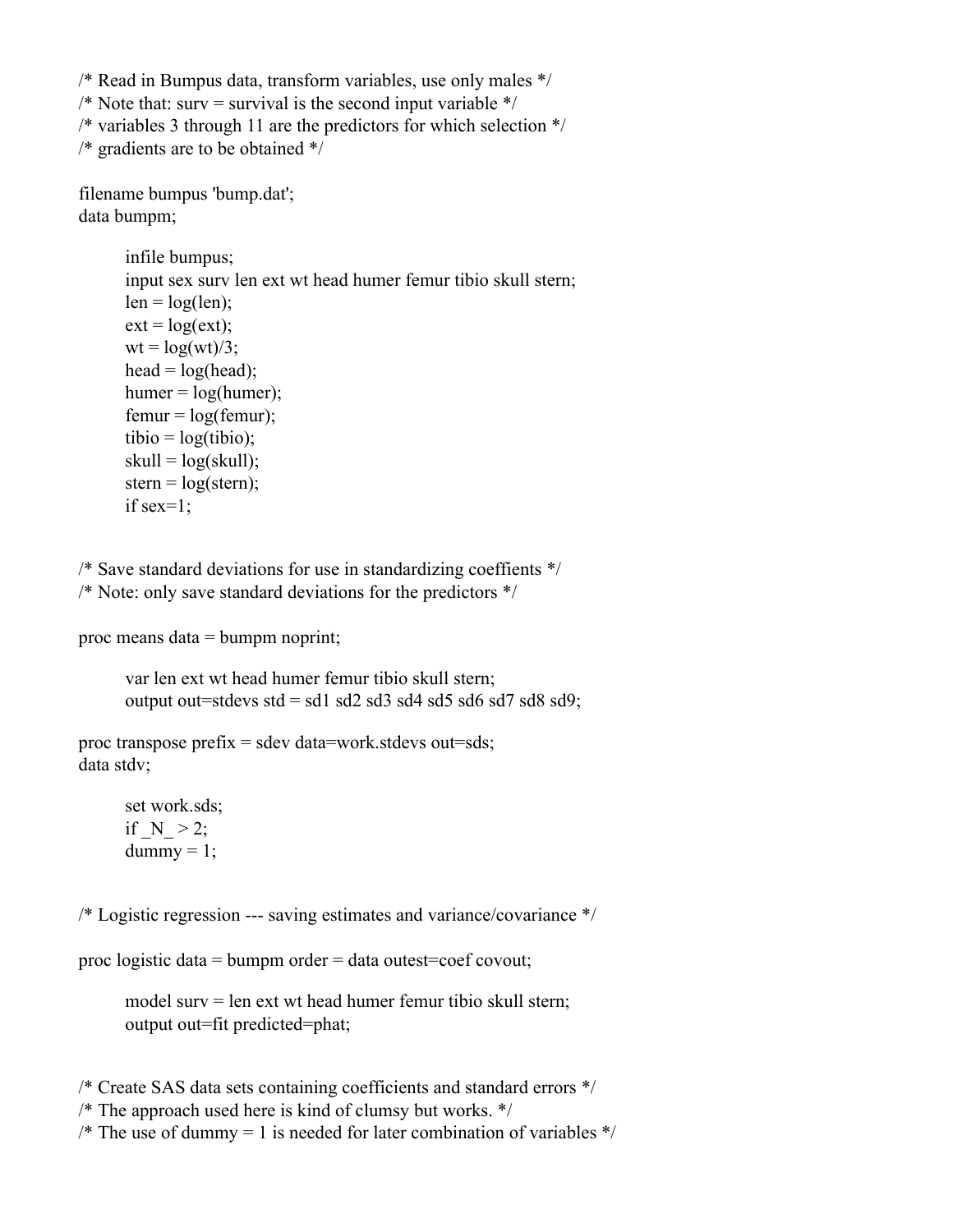```
/* Read in Bumpus data, transform variables, use only males */
/* Note that: surv = survival is the second input variable */
/* variables 3 through 11 are the predictors for which selection */
/* gradients are to be obtained */

filename bumpus 'bump.dat';
data bumpm;

        infile bumpus;
        input sex surv len ext wt head humer femur tibio skull stern;
        len = log(len);
        ext = log(ext);
        wt = log(wt)/3;
        head = log(head);
        humer = log(humer);
        femur = log(femur);
        tibio = log(tibio);
        skull = log(skull);
        stern = log(stern);
        if sex=1;


/* Save standard deviations for use in standardizing coeffients */
/* Note: only save standard deviations for the predictors */

proc means data = bumpm noprint;

        var len ext wt head humer femur tibio skull stern;
        output out=stdevs std = sd1 sd2 sd3 sd4 sd5 sd6 sd7 sd8 sd9;

proc transpose prefix = sdev data=work.stdevs out=sds;
data stdv;

        set work.sds;
        if _N_ > 2;
        dummy = 1;


/* Logistic regression --- saving estimates and variance/covariance */

proc logistic data = bumpm order = data outest=coef covout;

        model surv = len ext wt head humer femur tibio skull stern;
        output out=fit predicted=phat;


/* Create SAS data sets containing coefficients and standard errors */
/* The approach used here is kind of clumsy but works. */
/* The use of dummy = 1 is needed for later combination of variables */
```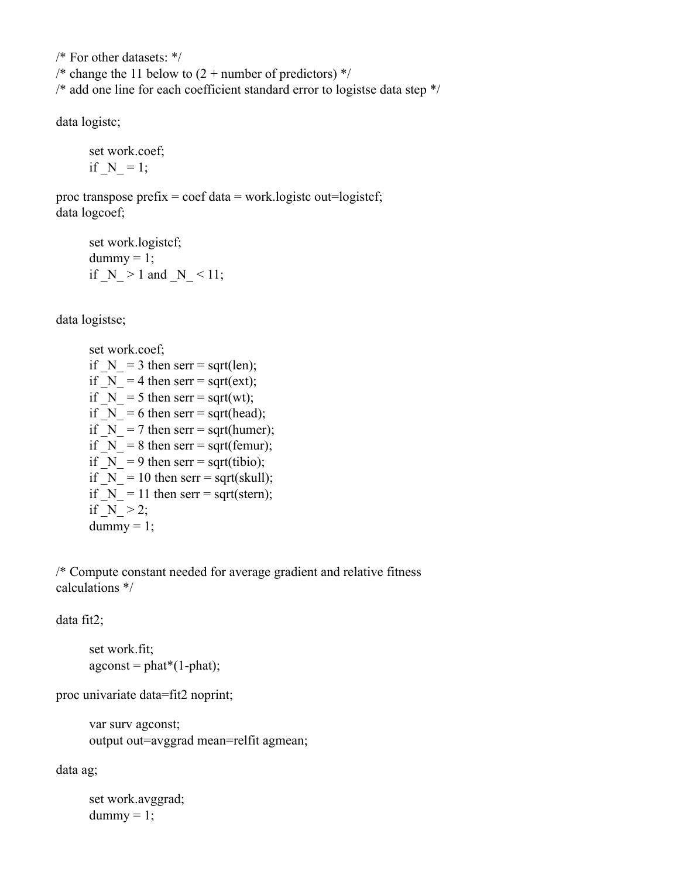```
/* For other datasets: */
/* change the 11 below to (2 + number of predictors) */
/* add one line for each coefficient standard error to logistse data step */

data logistc;

        set work.coef;
        if _N_ = 1;

proc transpose prefix = coef data = work.logistc out=logistcf;
data logcoef;

        set work.logistcf;
        dummy = 1;
        if _N_ > 1 and _N_ < 11;


data logistse;

        set work.coef;
        if _N_ = 3 then serr = sqrt(len);
        if _N_ = 4 then serr = sqrt(ext);
        if _N_ = 5 then serr = sqrt(wt);
        if _N_ = 6 then serr = sqrt(head);
        if _N_ = 7 then serr = sqrt(humer);
        if _N_ = 8 then serr = sqrt(femur);
        if _N_ = 9 then serr = sqrt(tibio);
        if _N_ = 10 then serr = sqrt(skull);
        if _N_ = 11 then serr = sqrt(stern);
        if _N_ > 2;
        dummy = 1;


/* Compute constant needed for average gradient and relative fitness
calculations */

data fit2;

        set work.fit;
        agconst = phat*(1-phat);

proc univariate data=fit2 noprint;

        var surv agconst;
        output out=avggrad mean=relfit agmean;

data ag;

        set work.avggrad;
        dummy = 1;
```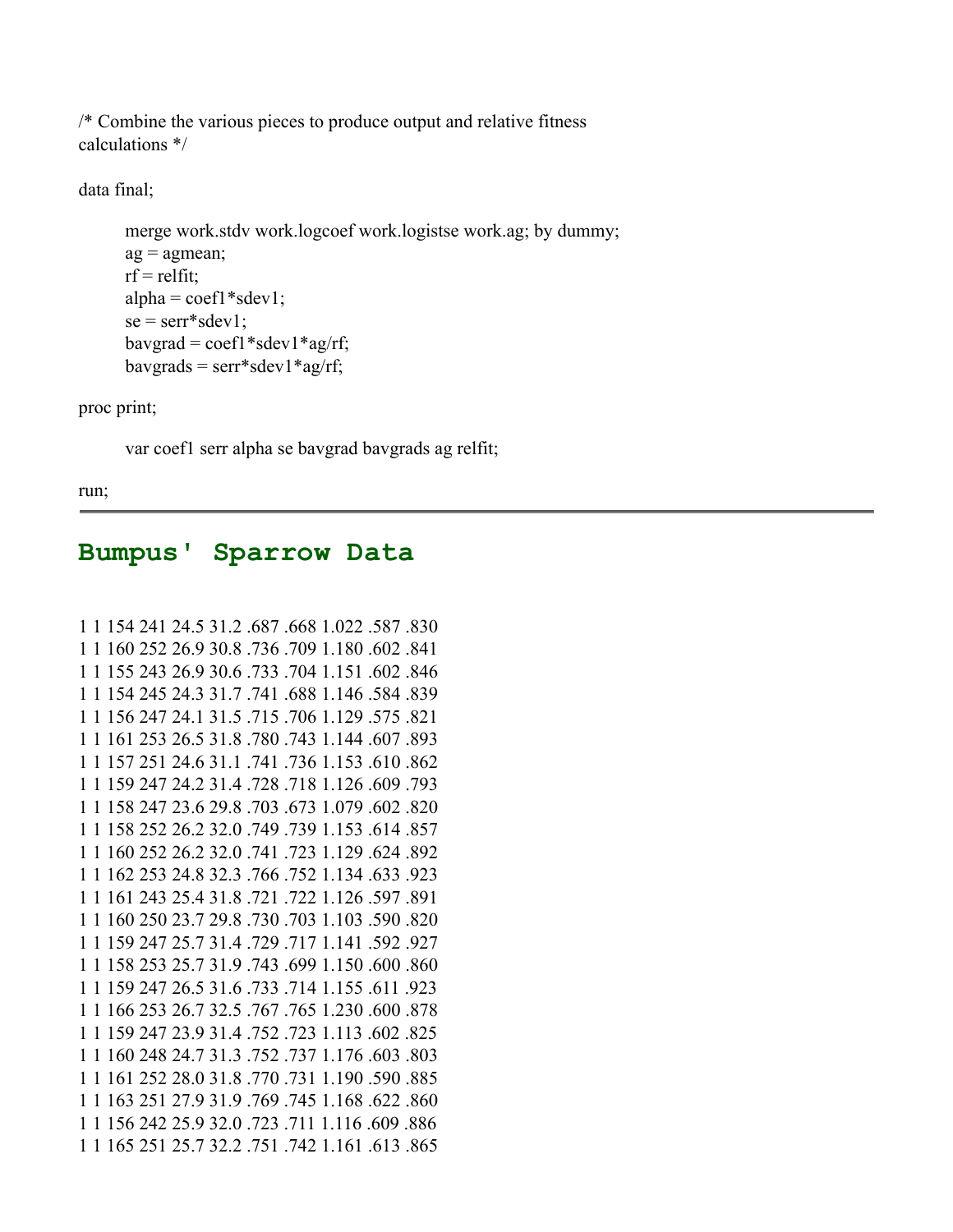/* Combine the various pieces to produce output and relative fitness calculations */

```
data final;

        merge work.stdv work.logcoef work.logistse work.ag; by dummy;
        ag = agmean;
        rf = relfit;
        alpha = coef1*sdev1;
        se = serr*sdev1;
        bavgrad = coef1*sdev1*ag/rf;
        bavgrads = serr*sdev1*ag/rf;

proc print;

        var coef1 serr alpha se bavgrad bavgrads ag relfit;

run;
```

---

## Bumpus' Sparrow Data

```
1 1 154 241 24.5 31.2 .687 .668 1.022 .587 .830
1 1 160 252 26.9 30.8 .736 .709 1.180 .602 .841
1 1 155 243 26.9 30.6 .733 .704 1.151 .602 .846
1 1 154 245 24.3 31.7 .741 .688 1.146 .584 .839
1 1 156 247 24.1 31.5 .715 .706 1.129 .575 .821
1 1 161 253 26.5 31.8 .780 .743 1.144 .607 .893
1 1 157 251 24.6 31.1 .741 .736 1.153 .610 .862
1 1 159 247 24.2 31.4 .728 .718 1.126 .609 .793
1 1 158 247 23.6 29.8 .703 .673 1.079 .602 .820
1 1 158 252 26.2 32.0 .749 .739 1.153 .614 .857
1 1 160 252 26.2 32.0 .741 .723 1.129 .624 .892
1 1 162 253 24.8 32.3 .766 .752 1.134 .633 .923
1 1 161 243 25.4 31.8 .721 .722 1.126 .597 .891
1 1 160 250 23.7 29.8 .730 .703 1.103 .590 .820
1 1 159 247 25.7 31.4 .729 .717 1.141 .592 .927
1 1 158 253 25.7 31.9 .743 .699 1.150 .600 .860
1 1 159 247 26.5 31.6 .733 .714 1.155 .611 .923
1 1 166 253 26.7 32.5 .767 .765 1.230 .600 .878
1 1 159 247 23.9 31.4 .752 .723 1.113 .602 .825
1 1 160 248 24.7 31.3 .752 .737 1.176 .603 .803
1 1 161 252 28.0 31.8 .770 .731 1.190 .590 .885
1 1 163 251 27.9 31.9 .769 .745 1.168 .622 .860
1 1 156 242 25.9 32.0 .723 .711 1.116 .609 .886
1 1 165 251 25.7 32.2 .751 .742 1.161 .613 .865
```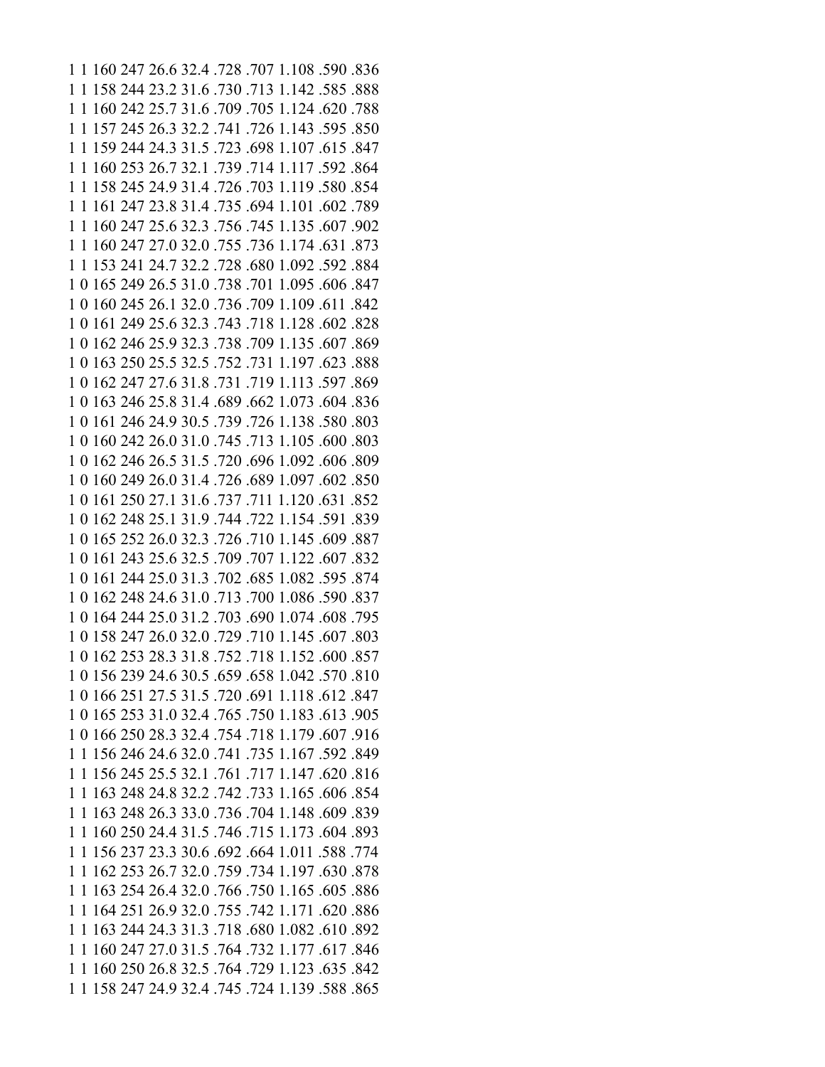```
1 1 160 247 26.6 32.4 .728 .707 1.108 .590 .836
1 1 158 244 23.2 31.6 .730 .713 1.142 .585 .888
1 1 160 242 25.7 31.6 .709 .705 1.124 .620 .788
1 1 157 245 26.3 32.2 .741 .726 1.143 .595 .850
1 1 159 244 24.3 31.5 .723 .698 1.107 .615 .847
1 1 160 253 26.7 32.1 .739 .714 1.117 .592 .864
1 1 158 245 24.9 31.4 .726 .703 1.119 .580 .854
1 1 161 247 23.8 31.4 .735 .694 1.101 .602 .789
1 1 160 247 25.6 32.3 .756 .745 1.135 .607 .902
1 1 160 247 27.0 32.0 .755 .736 1.174 .631 .873
1 1 153 241 24.7 32.2 .728 .680 1.092 .592 .884
1 0 165 249 26.5 31.0 .738 .701 1.095 .606 .847
1 0 160 245 26.1 32.0 .736 .709 1.109 .611 .842
1 0 161 249 25.6 32.3 .743 .718 1.128 .602 .828
1 0 162 246 25.9 32.3 .738 .709 1.135 .607 .869
1 0 163 250 25.5 32.5 .752 .731 1.197 .623 .888
1 0 162 247 27.6 31.8 .731 .719 1.113 .597 .869
1 0 163 246 25.8 31.4 .689 .662 1.073 .604 .836
1 0 161 246 24.9 30.5 .739 .726 1.138 .580 .803
1 0 160 242 26.0 31.0 .745 .713 1.105 .600 .803
1 0 162 246 26.5 31.5 .720 .696 1.092 .606 .809
1 0 160 249 26.0 31.4 .726 .689 1.097 .602 .850
1 0 161 250 27.1 31.6 .737 .711 1.120 .631 .852
1 0 162 248 25.1 31.9 .744 .722 1.154 .591 .839
1 0 165 252 26.0 32.3 .726 .710 1.145 .609 .887
1 0 161 243 25.6 32.5 .709 .707 1.122 .607 .832
1 0 161 244 25.0 31.3 .702 .685 1.082 .595 .874
1 0 162 248 24.6 31.0 .713 .700 1.086 .590 .837
1 0 164 244 25.0 31.2 .703 .690 1.074 .608 .795
1 0 158 247 26.0 32.0 .729 .710 1.145 .607 .803
1 0 162 253 28.3 31.8 .752 .718 1.152 .600 .857
1 0 156 239 24.6 30.5 .659 .658 1.042 .570 .810
1 0 166 251 27.5 31.5 .720 .691 1.118 .612 .847
1 0 165 253 31.0 32.4 .765 .750 1.183 .613 .905
1 0 166 250 28.3 32.4 .754 .718 1.179 .607 .916
1 1 156 246 24.6 32.0 .741 .735 1.167 .592 .849
1 1 156 245 25.5 32.1 .761 .717 1.147 .620 .816
1 1 163 248 24.8 32.2 .742 .733 1.165 .606 .854
1 1 163 248 26.3 33.0 .736 .704 1.148 .609 .839
1 1 160 250 24.4 31.5 .746 .715 1.173 .604 .893
1 1 156 237 23.3 30.6 .692 .664 1.011 .588 .774
1 1 162 253 26.7 32.0 .759 .734 1.197 .630 .878
1 1 163 254 26.4 32.0 .766 .750 1.165 .605 .886
1 1 164 251 26.9 32.0 .755 .742 1.171 .620 .886
1 1 163 244 24.3 31.3 .718 .680 1.082 .610 .892
1 1 160 247 27.0 31.5 .764 .732 1.177 .617 .846
1 1 160 250 26.8 32.5 .764 .729 1.123 .635 .842
1 1 158 247 24.9 32.4 .745 .724 1.139 .588 .865
```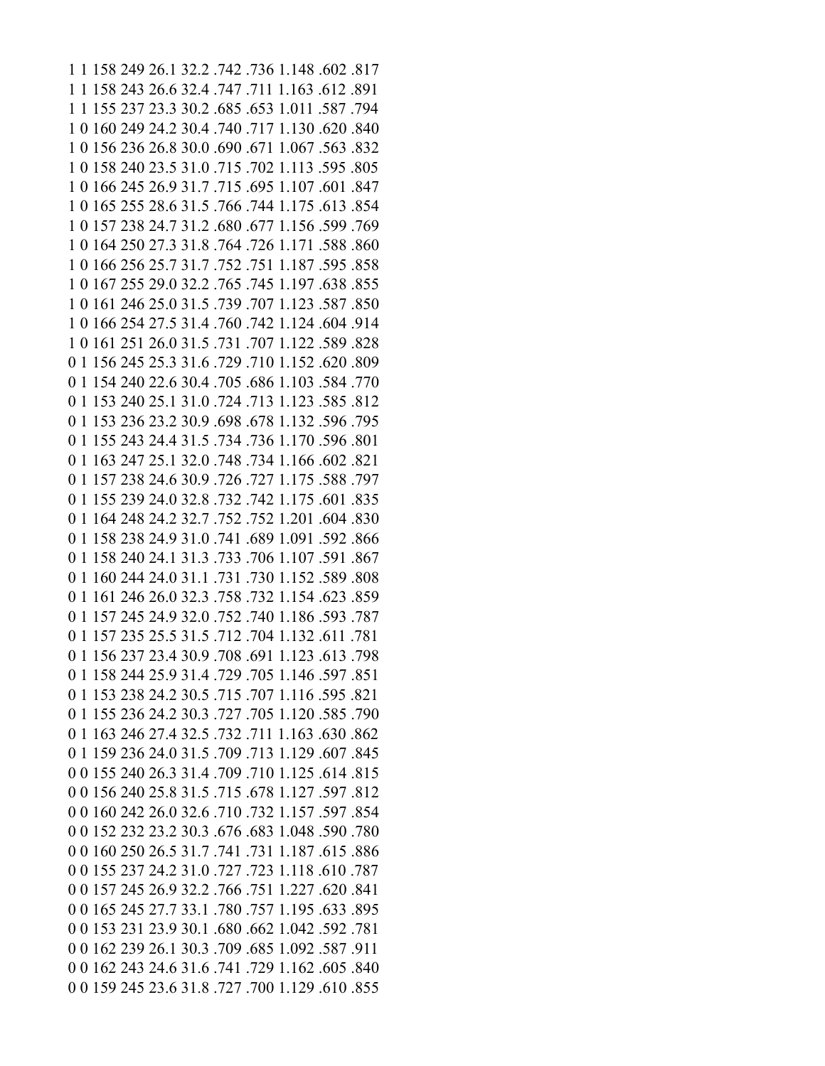```
1 1 158 249 26.1 32.2 .742 .736 1.148 .602 .817
1 1 158 243 26.6 32.4 .747 .711 1.163 .612 .891
1 1 155 237 23.3 30.2 .685 .653 1.011 .587 .794
1 0 160 249 24.2 30.4 .740 .717 1.130 .620 .840
1 0 156 236 26.8 30.0 .690 .671 1.067 .563 .832
1 0 158 240 23.5 31.0 .715 .702 1.113 .595 .805
1 0 166 245 26.9 31.7 .715 .695 1.107 .601 .847
1 0 165 255 28.6 31.5 .766 .744 1.175 .613 .854
1 0 157 238 24.7 31.2 .680 .677 1.156 .599 .769
1 0 164 250 27.3 31.8 .764 .726 1.171 .588 .860
1 0 166 256 25.7 31.7 .752 .751 1.187 .595 .858
1 0 167 255 29.0 32.2 .765 .745 1.197 .638 .855
1 0 161 246 25.0 31.5 .739 .707 1.123 .587 .850
1 0 166 254 27.5 31.4 .760 .742 1.124 .604 .914
1 0 161 251 26.0 31.5 .731 .707 1.122 .589 .828
0 1 156 245 25.3 31.6 .729 .710 1.152 .620 .809
0 1 154 240 22.6 30.4 .705 .686 1.103 .584 .770
0 1 153 240 25.1 31.0 .724 .713 1.123 .585 .812
0 1 153 236 23.2 30.9 .698 .678 1.132 .596 .795
0 1 155 243 24.4 31.5 .734 .736 1.170 .596 .801
0 1 163 247 25.1 32.0 .748 .734 1.166 .602 .821
0 1 157 238 24.6 30.9 .726 .727 1.175 .588 .797
0 1 155 239 24.0 32.8 .732 .742 1.175 .601 .835
0 1 164 248 24.2 32.7 .752 .752 1.201 .604 .830
0 1 158 238 24.9 31.0 .741 .689 1.091 .592 .866
0 1 158 240 24.1 31.3 .733 .706 1.107 .591 .867
0 1 160 244 24.0 31.1 .731 .730 1.152 .589 .808
0 1 161 246 26.0 32.3 .758 .732 1.154 .623 .859
0 1 157 245 24.9 32.0 .752 .740 1.186 .593 .787
0 1 157 235 25.5 31.5 .712 .704 1.132 .611 .781
0 1 156 237 23.4 30.9 .708 .691 1.123 .613 .798
0 1 158 244 25.9 31.4 .729 .705 1.146 .597 .851
0 1 153 238 24.2 30.5 .715 .707 1.116 .595 .821
0 1 155 236 24.2 30.3 .727 .705 1.120 .585 .790
0 1 163 246 27.4 32.5 .732 .711 1.163 .630 .862
0 1 159 236 24.0 31.5 .709 .713 1.129 .607 .845
0 0 155 240 26.3 31.4 .709 .710 1.125 .614 .815
0 0 156 240 25.8 31.5 .715 .678 1.127 .597 .812
0 0 160 242 26.0 32.6 .710 .732 1.157 .597 .854
0 0 152 232 23.2 30.3 .676 .683 1.048 .590 .780
0 0 160 250 26.5 31.7 .741 .731 1.187 .615 .886
0 0 155 237 24.2 31.0 .727 .723 1.118 .610 .787
0 0 157 245 26.9 32.2 .766 .751 1.227 .620 .841
0 0 165 245 27.7 33.1 .780 .757 1.195 .633 .895
0 0 153 231 23.9 30.1 .680 .662 1.042 .592 .781
0 0 162 239 26.1 30.3 .709 .685 1.092 .587 .911
0 0 162 243 24.6 31.6 .741 .729 1.162 .605 .840
0 0 159 245 23.6 31.8 .727 .700 1.129 .610 .855
```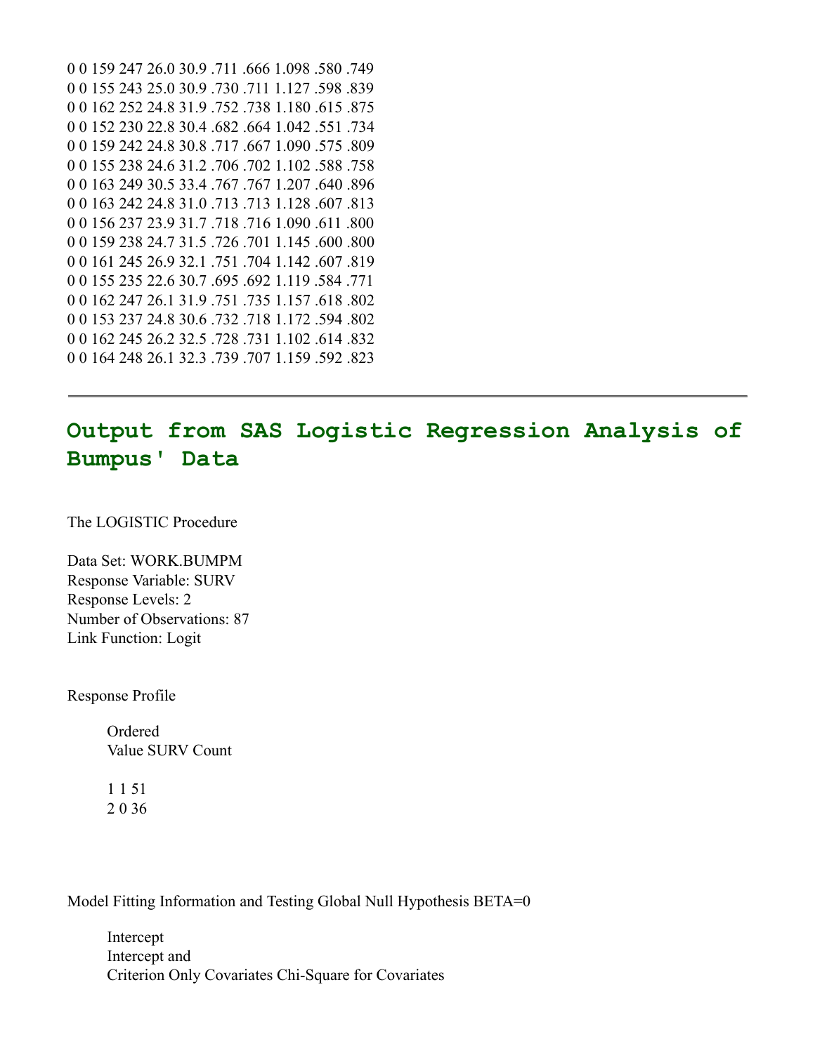```
0 0 159 247 26.0 30.9 .711 .666 1.098 .580 .749
0 0 155 243 25.0 30.9 .730 .711 1.127 .598 .839
0 0 162 252 24.8 31.9 .752 .738 1.180 .615 .875
0 0 152 230 22.8 30.4 .682 .664 1.042 .551 .734
0 0 159 242 24.8 30.8 .717 .667 1.090 .575 .809
0 0 155 238 24.6 31.2 .706 .702 1.102 .588 .758
0 0 163 249 30.5 33.4 .767 .767 1.207 .640 .896
0 0 163 242 24.8 31.0 .713 .713 1.128 .607 .813
0 0 156 237 23.9 31.7 .718 .716 1.090 .611 .800
0 0 159 238 24.7 31.5 .726 .701 1.145 .600 .800
0 0 161 245 26.9 32.1 .751 .704 1.142 .607 .819
0 0 155 235 22.6 30.7 .695 .692 1.119 .584 .771
0 0 162 247 26.1 31.9 .751 .735 1.157 .618 .802
0 0 153 237 24.8 30.6 .732 .718 1.172 .594 .802
0 0 162 245 26.2 32.5 .728 .731 1.102 .614 .832
0 0 164 248 26.1 32.3 .739 .707 1.159 .592 .823
```

---

## Output from SAS Logistic Regression Analysis of Bumpus' Data

The LOGISTIC Procedure

Data Set: WORK.BUMPM
Response Variable: SURV
Response Levels: 2
Number of Observations: 87
Link Function: Logit

Response Profile

| Ordered Value | SURV | Count |
|---|---|---|
| 1 | 1 | 51 |
| 2 | 0 | 36 |

Model Fitting Information and Testing Global Null Hypothesis BETA=0

| Criterion | Intercept Only | Intercept and Covariates | Chi-Square for Covariates |
|---|---|---|---|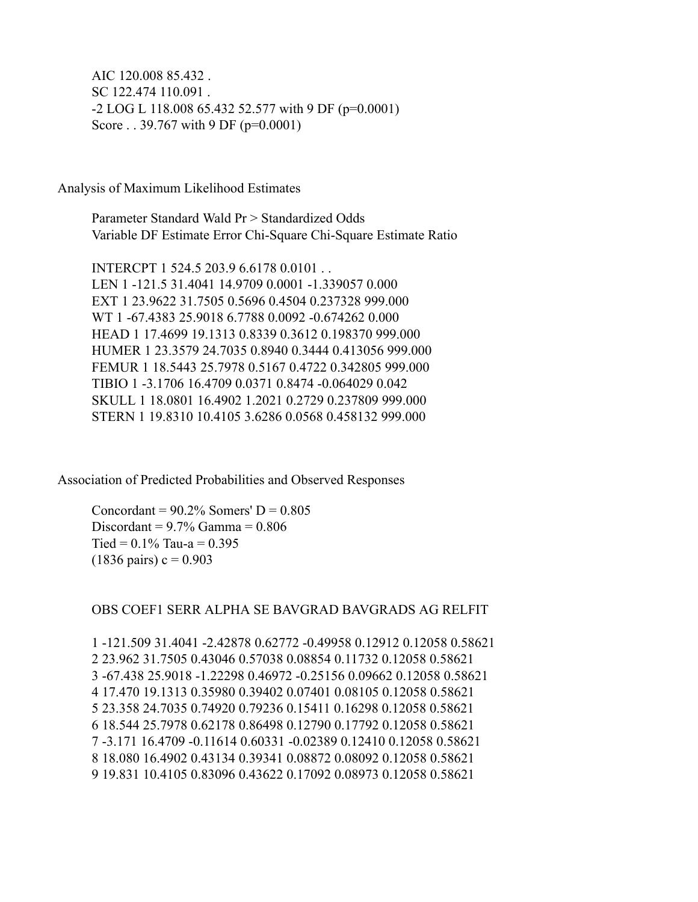```
AIC 120.008 85.432 .
SC 122.474 110.091 .
-2 LOG L 118.008 65.432 52.577 with 9 DF (p=0.0001)
Score . . 39.767 with 9 DF (p=0.0001)
```

Analysis of Maximum Likelihood Estimates

```
Parameter Standard Wald Pr > Standardized Odds
Variable DF Estimate Error Chi-Square Chi-Square Estimate Ratio

INTERCPT 1 524.5 203.9 6.6178 0.0101 . .
LEN 1 -121.5 31.4041 14.9709 0.0001 -1.339057 0.000
EXT 1 23.9622 31.7505 0.5696 0.4504 0.237328 999.000
WT 1 -67.4383 25.9018 6.7788 0.0092 -0.674262 0.000
HEAD 1 17.4699 19.1313 0.8339 0.3612 0.198370 999.000
HUMER 1 23.3579 24.7035 0.8940 0.3444 0.413056 999.000
FEMUR 1 18.5443 25.7978 0.5167 0.4722 0.342805 999.000
TIBIO 1 -3.1706 16.4709 0.0371 0.8474 -0.064029 0.042
SKULL 1 18.0801 16.4902 1.2021 0.2729 0.237809 999.000
STERN 1 19.8310 10.4105 3.6286 0.0568 0.458132 999.000
```

Association of Predicted Probabilities and Observed Responses

```
Concordant = 90.2% Somers' D = 0.805
Discordant = 9.7% Gamma = 0.806
Tied = 0.1% Tau-a = 0.395
(1836 pairs) c = 0.903
```

```
OBS COEF1 SERR ALPHA SE BAVGRAD BAVGRADS AG RELFIT

1 -121.509 31.4041 -2.42878 0.62772 -0.49958 0.12912 0.12058 0.58621
2 23.962 31.7505 0.43046 0.57038 0.08854 0.11732 0.12058 0.58621
3 -67.438 25.9018 -1.22298 0.46972 -0.25156 0.09662 0.12058 0.58621
4 17.470 19.1313 0.35980 0.39402 0.07401 0.08105 0.12058 0.58621
5 23.358 24.7035 0.74920 0.79236 0.15411 0.16298 0.12058 0.58621
6 18.544 25.7978 0.62178 0.86498 0.12790 0.17792 0.12058 0.58621
7 -3.171 16.4709 -0.11614 0.60331 -0.02389 0.12410 0.12058 0.58621
8 18.080 16.4902 0.43134 0.39341 0.08872 0.08092 0.12058 0.58621
9 19.831 10.4105 0.83096 0.43622 0.17092 0.08973 0.12058 0.58621
```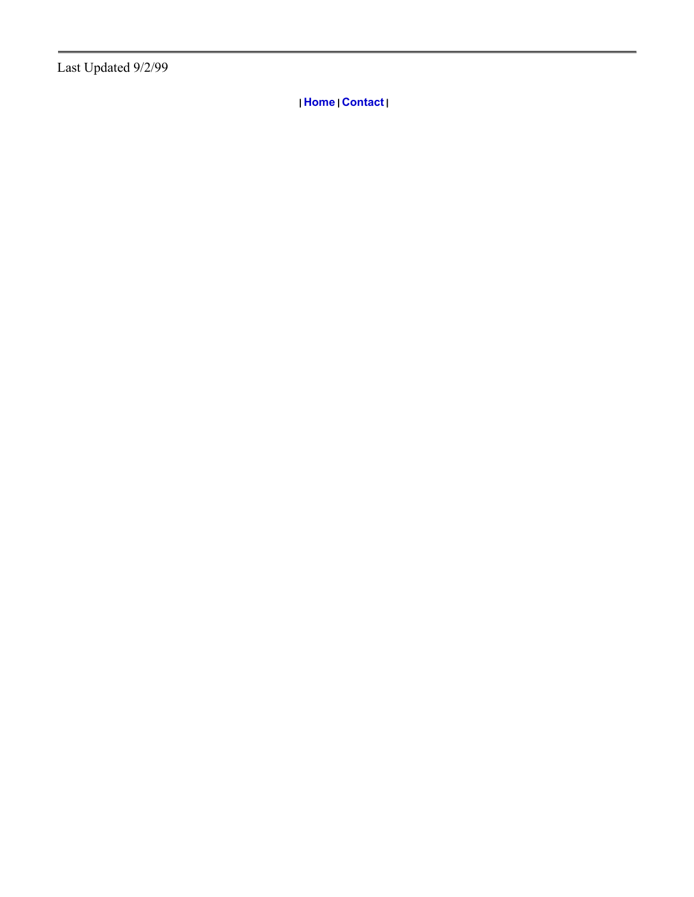---

Last Updated 9/2/99

| **Home** | **Contact** |